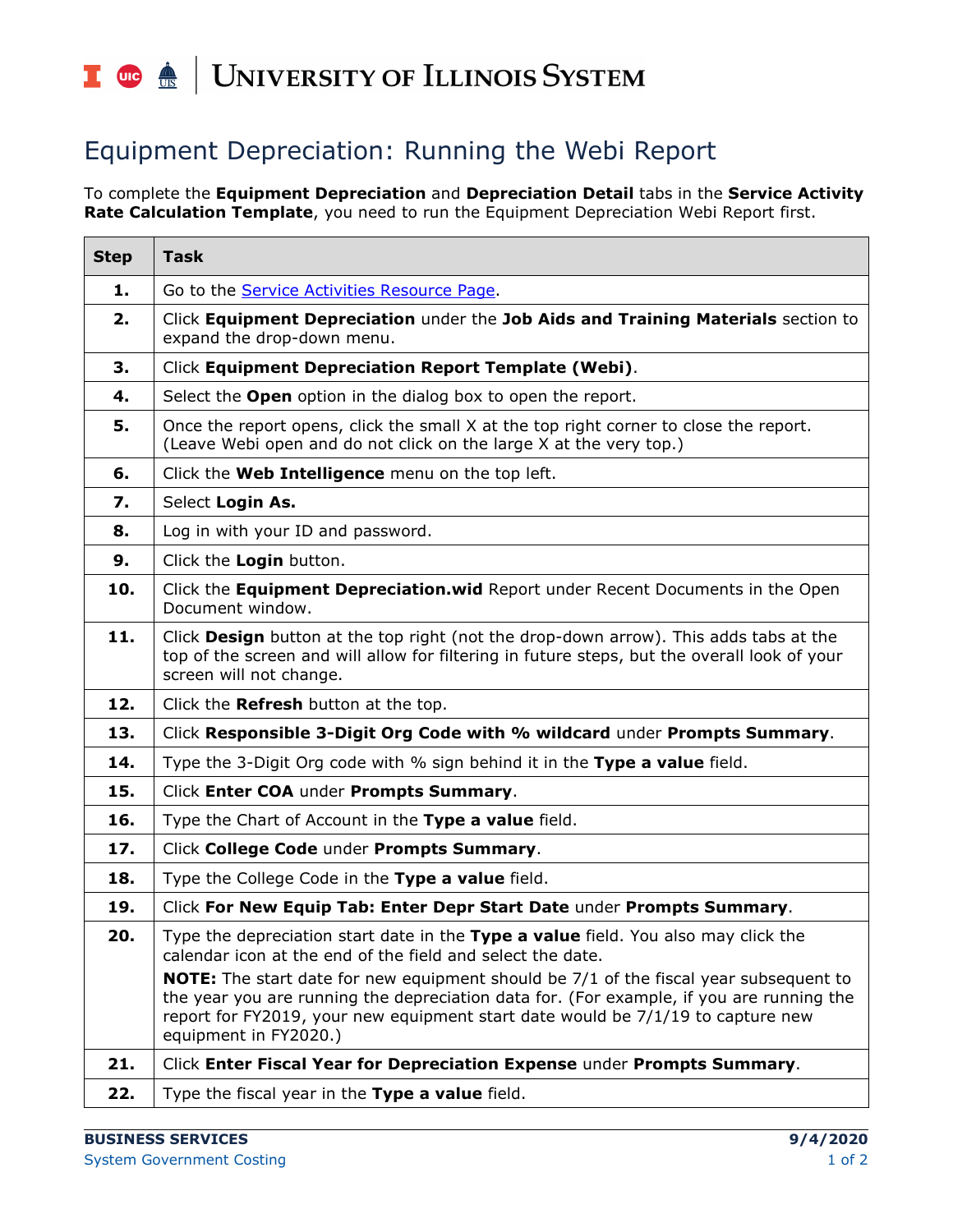# Equipment Depreciation: Running the Webi Report

To complete the **Equipment Depreciation** and **Depreciation Detail** tabs in the **Service Activity Rate Calculation Template**, you need to run the Equipment Depreciation Webi Report first.

| Step | Task |
|---|---|
| **1.** | Go to the Service Activities Resource Page. |
| **2.** | Click **Equipment Depreciation** under the **Job Aids and Training Materials** section to expand the drop-down menu. |
| **3.** | Click **Equipment Depreciation Report Template (Webi)**. |
| **4.** | Select the **Open** option in the dialog box to open the report. |
| **5.** | Once the report opens, click the small X at the top right corner to close the report. (Leave Webi open and do not click on the large X at the very top.) |
| **6.** | Click the **Web Intelligence** menu on the top left. |
| **7.** | Select **Login As.** |
| **8.** | Log in with your ID and password. |
| **9.** | Click the **Login** button. |
| **10.** | Click the **Equipment Depreciation.wid** Report under Recent Documents in the Open Document window. |
| **11.** | Click **Design** button at the top right (not the drop-down arrow). This adds tabs at the top of the screen and will allow for filtering in future steps, but the overall look of your screen will not change. |
| **12.** | Click the **Refresh** button at the top. |
| **13.** | Click **Responsible 3-Digit Org Code with % wildcard** under **Prompts Summary**. |
| **14.** | Type the 3-Digit Org code with % sign behind it in the **Type a value** field. |
| **15.** | Click **Enter COA** under **Prompts Summary**. |
| **16.** | Type the Chart of Account in the **Type a value** field. |
| **17.** | Click **College Code** under **Prompts Summary**. |
| **18.** | Type the College Code in the **Type a value** field. |
| **19.** | Click **For New Equip Tab: Enter Depr Start Date** under **Prompts Summary**. |
| **20.** | Type the depreciation start date in the **Type a value** field. You also may click the calendar icon at the end of the field and select the date.<br>**NOTE:** The start date for new equipment should be 7/1 of the fiscal year subsequent to the year you are running the depreciation data for. (For example, if you are running the report for FY2019, your new equipment start date would be 7/1/19 to capture new equipment in FY2020.) |
| **21.** | Click **Enter Fiscal Year for Depreciation Expense** under **Prompts Summary**. |
| **22.** | Type the fiscal year in the **Type a value** field. |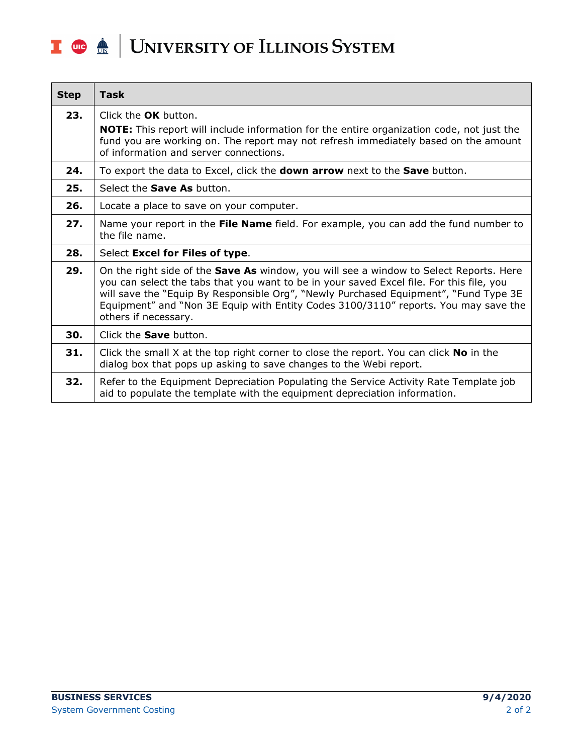| Step | Task |
|---|---|
| **23.** | Click the **OK** button.<br>**NOTE:** This report will include information for the entire organization code, not just the fund you are working on. The report may not refresh immediately based on the amount of information and server connections. |
| **24.** | To export the data to Excel, click the **down arrow** next to the **Save** button. |
| **25.** | Select the **Save As** button. |
| **26.** | Locate a place to save on your computer. |
| **27.** | Name your report in the **File Name** field. For example, you can add the fund number to the file name. |
| **28.** | Select **Excel for Files of type**. |
| **29.** | On the right side of the **Save As** window, you will see a window to Select Reports. Here you can select the tabs that you want to be in your saved Excel file. For this file, you will save the "Equip By Responsible Org", "Newly Purchased Equipment", "Fund Type 3E Equipment" and "Non 3E Equip with Entity Codes 3100/3110" reports. You may save the others if necessary. |
| **30.** | Click the **Save** button. |
| **31.** | Click the small X at the top right corner to close the report. You can click **No** in the dialog box that pops up asking to save changes to the Webi report. |
| **32.** | Refer to the Equipment Depreciation Populating the Service Activity Rate Template job aid to populate the template with the equipment depreciation information. |